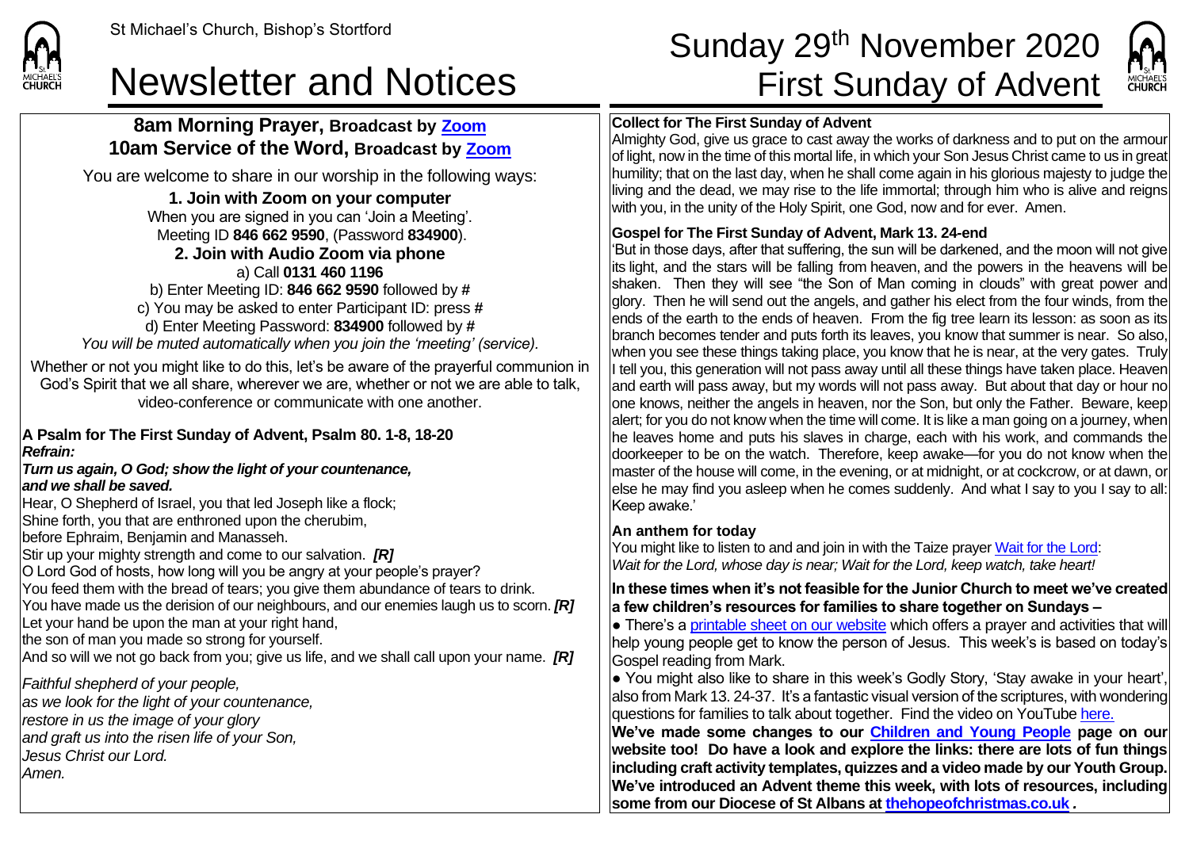St Michael's Church, Bishop's Stortford

# Newsletter and Notices

# Sunday 29th November 2020 First Sunday of Advent

## 8am Morning Prayer, Broadcast by Zoom
## 10am Service of the Word, Broadcast by Zoom

You are welcome to share in our worship in the following ways:

**1. Join with Zoom on your computer**
When you are signed in you can 'Join a Meeting'.
Meeting ID **846 662 9590**, (Password **834900**).

**2. Join with Audio Zoom via phone**
a) Call **0131 460 1196**
b) Enter Meeting ID: **846 662 9590** followed by **#**
c) You may be asked to enter Participant ID: press **#**
d) Enter Meeting Password: **834900** followed by **#**
*You will be muted automatically when you join the 'meeting' (service).*

Whether or not you might like to do this, let's be aware of the prayerful communion in God's Spirit that we all share, wherever we are, whether or not we are able to talk, video-conference or communicate with one another.

**A Psalm for The First Sunday of Advent, Psalm 80. 1-8, 18-20**
***Refrain:***
***Turn us again, O God; show the light of your countenance, and we shall be saved.***
Hear, O Shepherd of Israel, you that led Joseph like a flock;
Shine forth, you that are enthroned upon the cherubim,
before Ephraim, Benjamin and Manasseh.
Stir up your mighty strength and come to our salvation. ***[R]***
O Lord God of hosts, how long will you be angry at your people's prayer?
You feed them with the bread of tears; you give them abundance of tears to drink.
You have made us the derision of our neighbours, and our enemies laugh us to scorn. ***[R]***
Let your hand be upon the man at your right hand,
the son of man you made so strong for yourself.
And so will we not go back from you; give us life, and we shall call upon your name. ***[R]***

*Faithful shepherd of your people,*
*as we look for the light of your countenance,*
*restore in us the image of your glory*
*and graft us into the risen life of your Son,*
*Jesus Christ our Lord.*
*Amen.*

**Collect for The First Sunday of Advent**
Almighty God, give us grace to cast away the works of darkness and to put on the armour of light, now in the time of this mortal life, in which your Son Jesus Christ came to us in great humility; that on the last day, when he shall come again in his glorious majesty to judge the living and the dead, we may rise to the life immortal; through him who is alive and reigns with you, in the unity of the Holy Spirit, one God, now and for ever. Amen.

**Gospel for The First Sunday of Advent, Mark 13. 24-end**
'But in those days, after that suffering, the sun will be darkened, and the moon will not give its light, and the stars will be falling from heaven, and the powers in the heavens will be shaken. Then they will see "the Son of Man coming in clouds" with great power and glory. Then he will send out the angels, and gather his elect from the four winds, from the ends of the earth to the ends of heaven. From the fig tree learn its lesson: as soon as its branch becomes tender and puts forth its leaves, you know that summer is near. So also, when you see these things taking place, you know that he is near, at the very gates. Truly I tell you, this generation will not pass away until all these things have taken place. Heaven and earth will pass away, but my words will not pass away. But about that day or hour no one knows, neither the angels in heaven, nor the Son, but only the Father. Beware, keep alert; for you do not know when the time will come. It is like a man going on a journey, when he leaves home and puts his slaves in charge, each with his work, and commands the doorkeeper to be on the watch. Therefore, keep awake—for you do not know when the master of the house will come, in the evening, or at midnight, or at cockcrow, or at dawn, or else he may find you asleep when he comes suddenly. And what I say to you I say to all: Keep awake.'

**An anthem for today**
You might like to listen to and and join in with the Taize prayer Wait for the Lord:
*Wait for the Lord, whose day is near; Wait for the Lord, keep watch, take heart!*

**In these times when it's not feasible for the Junior Church to meet we've created a few children's resources for families to share together on Sundays –**
● There's a printable sheet on our website which offers a prayer and activities that will help young people get to know the person of Jesus. This week's is based on today's Gospel reading from Mark.
● You might also like to share in this week's Godly Story, 'Stay awake in your heart', also from Mark 13. 24-37. It's a fantastic visual version of the scriptures, with wondering questions for families to talk about together. Find the video on YouTube here.
**We've made some changes to our Children and Young People page on our website too! Do have a look and explore the links: there are lots of fun things including craft activity templates, quizzes and a video made by our Youth Group. We've introduced an Advent theme this week, with lots of resources, including some from our Diocese of St Albans at thehopeofchristmas.co.uk .**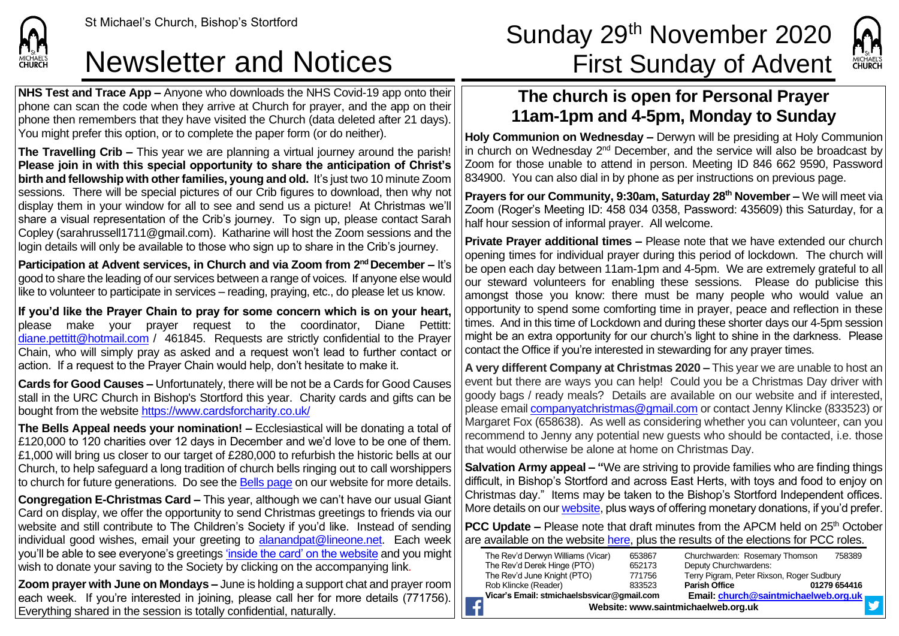St Michael's Church, Bishop's Stortford

# Newsletter and Notices

# Sunday 29th November 2020 First Sunday of Advent

**NHS Test and Trace App –** Anyone who downloads the NHS Covid-19 app onto their phone can scan the code when they arrive at Church for prayer, and the app on their phone then remembers that they have visited the Church (data deleted after 21 days). You might prefer this option, or to complete the paper form (or do neither).

**The Travelling Crib –** This year we are planning a virtual journey around the parish! **Please join in with this special opportunity to share the anticipation of Christ's birth and fellowship with other families, young and old.** It's just two 10 minute Zoom sessions. There will be special pictures of our Crib figures to download, then why not display them in your window for all to see and send us a picture! At Christmas we'll share a visual representation of the Crib's journey. To sign up, please contact Sarah Copley (sarahrussell1711@gmail.com). Katharine will host the Zoom sessions and the login details will only be available to those who sign up to share in the Crib's journey.

**Participation at Advent services, in Church and via Zoom from 2nd December –** It's good to share the leading of our services between a range of voices. If anyone else would like to volunteer to participate in services – reading, praying, etc., do please let us know.

**If you'd like the Prayer Chain to pray for some concern which is on your heart,** please make your prayer request to the coordinator, Diane Pettitt: diane.pettitt@hotmail.com / 461845. Requests are strictly confidential to the Prayer Chain, who will simply pray as asked and a request won't lead to further contact or action. If a request to the Prayer Chain would help, don't hesitate to make it.

**Cards for Good Causes –** Unfortunately, there will be not be a Cards for Good Causes stall in the URC Church in Bishop's Stortford this year. Charity cards and gifts can be bought from the website https://www.cardsforcharity.co.uk/

**The Bells Appeal needs your nomination! –** Ecclesiastical will be donating a total of £120,000 to 120 charities over 12 days in December and we'd love to be one of them. £1,000 will bring us closer to our target of £280,000 to refurbish the historic bells at our Church, to help safeguard a long tradition of church bells ringing out to call worshippers to church for future generations. Do see the Bells page on our website for more details.

**Congregation E-Christmas Card –** This year, although we can't have our usual Giant Card on display, we offer the opportunity to send Christmas greetings to friends via our website and still contribute to The Children's Society if you'd like. Instead of sending individual good wishes, email your greeting to alanandpat@lineone.net. Each week you'll be able to see everyone's greetings 'inside the card' on the website and you might wish to donate your saving to the Society by clicking on the accompanying link.

**Zoom prayer with June on Mondays –** June is holding a support chat and prayer room each week. If you're interested in joining, please call her for more details (771756). Everything shared in the session is totally confidential, naturally.

## The church is open for Personal Prayer 11am-1pm and 4-5pm, Monday to Sunday

**Holy Communion on Wednesday –** Derwyn will be presiding at Holy Communion in church on Wednesday 2nd December, and the service will also be broadcast by Zoom for those unable to attend in person. Meeting ID 846 662 9590, Password 834900. You can also dial in by phone as per instructions on previous page.

**Prayers for our Community, 9:30am, Saturday 28th November –** We will meet via Zoom (Roger's Meeting ID: 458 034 0358, Password: 435609) this Saturday, for a half hour session of informal prayer. All welcome.

**Private Prayer additional times –** Please note that we have extended our church opening times for individual prayer during this period of lockdown. The church will be open each day between 11am-1pm and 4-5pm. We are extremely grateful to all our steward volunteers for enabling these sessions. Please do publicise this amongst those you know: there must be many people who would value an opportunity to spend some comforting time in prayer, peace and reflection in these times. And in this time of Lockdown and during these shorter days our 4-5pm session might be an extra opportunity for our church's light to shine in the darkness. Please contact the Office if you're interested in stewarding for any prayer times.

**A very different Company at Christmas 2020 –** This year we are unable to host an event but there are ways you can help! Could you be a Christmas Day driver with goody bags / ready meals? Details are available on our website and if interested, please email companyatchristmas@gmail.com or contact Jenny Klincke (833523) or Margaret Fox (658638). As well as considering whether you can volunteer, can you recommend to Jenny any potential new guests who should be contacted, i.e. those that would otherwise be alone at home on Christmas Day.

**Salvation Army appeal – "**We are striving to provide families who are finding things difficult, in Bishop's Stortford and across East Herts, with toys and food to enjoy on Christmas day." Items may be taken to the Bishop's Stortford Independent offices. More details on our website, plus ways of offering monetary donations, if you'd prefer.

**PCC Update –** Please note that draft minutes from the APCM held on 25th October are available on the website here, plus the results of the elections for PCC roles.

| | | | |
|---|---|---|---|
| The Rev'd Derwyn Williams (Vicar) | 653867 | Churchwarden: Rosemary Thomson | 758389 |
| The Rev'd Derek Hinge (PTO) | 652173 | Deputy Churchwardens: | |
| The Rev'd June Knight (PTO) | 771756 | Terry Pigram, Peter Rixson, Roger Sudbury | |
| Rob Klincke (Reader) | 833523 | **Parish Office** | **01279 654416** |
| **Vicar's Email: stmichaelsbsvicar@gmail.com** | | **Email: church@saintmichaelweb.org.uk** | |

**Website: www.saintmichaelweb.org.uk**